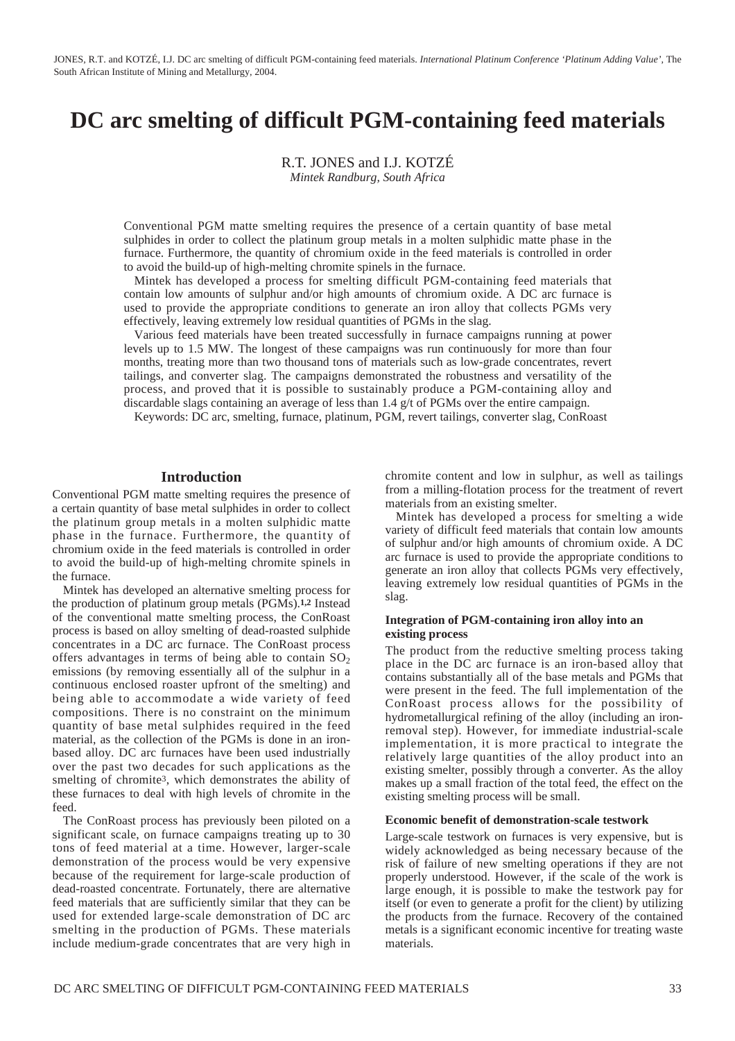JONES, R.T. and KOTZÉ, I.J. DC arc smelting of difficult PGM-containing feed materials. *International Platinum Conference 'Platinum Adding Value'*, The South African Institute of Mining and Metallurgy, 2004.

# DC arc smelting of difficult PGM-containing feed materials

R.T. JONES and I.J. KOTZÉ
*Mintek Randburg, South Africa*

Conventional PGM matte smelting requires the presence of a certain quantity of base metal sulphides in order to collect the platinum group metals in a molten sulphidic matte phase in the furnace. Furthermore, the quantity of chromium oxide in the feed materials is controlled in order to avoid the build-up of high-melting chromite spinels in the furnace.

Mintek has developed a process for smelting difficult PGM-containing feed materials that contain low amounts of sulphur and/or high amounts of chromium oxide. A DC arc furnace is used to provide the appropriate conditions to generate an iron alloy that collects PGMs very effectively, leaving extremely low residual quantities of PGMs in the slag.

Various feed materials have been treated successfully in furnace campaigns running at power levels up to 1.5 MW. The longest of these campaigns was run continuously for more than four months, treating more than two thousand tons of materials such as low-grade concentrates, revert tailings, and converter slag. The campaigns demonstrated the robustness and versatility of the process, and proved that it is possible to sustainably produce a PGM-containing alloy and discardable slags containing an average of less than 1.4 g/t of PGMs over the entire campaign.

Keywords: DC arc, smelting, furnace, platinum, PGM, revert tailings, converter slag, ConRoast

## Introduction

Conventional PGM matte smelting requires the presence of a certain quantity of base metal sulphides in order to collect the platinum group metals in a molten sulphidic matte phase in the furnace. Furthermore, the quantity of chromium oxide in the feed materials is controlled in order to avoid the build-up of high-melting chromite spinels in the furnace.

Mintek has developed an alternative smelting process for the production of platinum group metals (PGMs).[1,2] Instead of the conventional matte smelting process, the ConRoast process is based on alloy smelting of dead-roasted sulphide concentrates in a DC arc furnace. The ConRoast process offers advantages in terms of being able to contain $SO_2$ emissions (by removing essentially all of the sulphur in a continuous enclosed roaster upfront of the smelting) and being able to accommodate a wide variety of feed compositions. There is no constraint on the minimum quantity of base metal sulphides required in the feed material, as the collection of the PGMs is done in an iron-based alloy. DC arc furnaces have been used industrially over the past two decades for such applications as the smelting of chromite[3], which demonstrates the ability of these furnaces to deal with high levels of chromite in the feed.

The ConRoast process has previously been piloted on a significant scale, on furnace campaigns treating up to 30 tons of feed material at a time. However, larger-scale demonstration of the process would be very expensive because of the requirement for large-scale production of dead-roasted concentrate. Fortunately, there are alternative feed materials that are sufficiently similar that they can be used for extended large-scale demonstration of DC arc smelting in the production of PGMs. These materials include medium-grade concentrates that are very high in chromite content and low in sulphur, as well as tailings from a milling-flotation process for the treatment of revert materials from an existing smelter.

Mintek has developed a process for smelting a wide variety of difficult feed materials that contain low amounts of sulphur and/or high amounts of chromium oxide. A DC arc furnace is used to provide the appropriate conditions to generate an iron alloy that collects PGMs very effectively, leaving extremely low residual quantities of PGMs in the slag.

### Integration of PGM-containing iron alloy into an existing process

The product from the reductive smelting process taking place in the DC arc furnace is an iron-based alloy that contains substantially all of the base metals and PGMs that were present in the feed. The full implementation of the ConRoast process allows for the possibility of hydrometallurgical refining of the alloy (including an iron-removal step). However, for immediate industrial-scale implementation, it is more practical to integrate the relatively large quantities of the alloy product into an existing smelter, possibly through a converter. As the alloy makes up a small fraction of the total feed, the effect on the existing smelting process will be small.

### Economic benefit of demonstration-scale testwork

Large-scale testwork on furnaces is very expensive, but is widely acknowledged as being necessary because of the risk of failure of new smelting operations if they are not properly understood. However, if the scale of the work is large enough, it is possible to make the testwork pay for itself (or even to generate a profit for the client) by utilizing the products from the furnace. Recovery of the contained metals is a significant economic incentive for treating waste materials.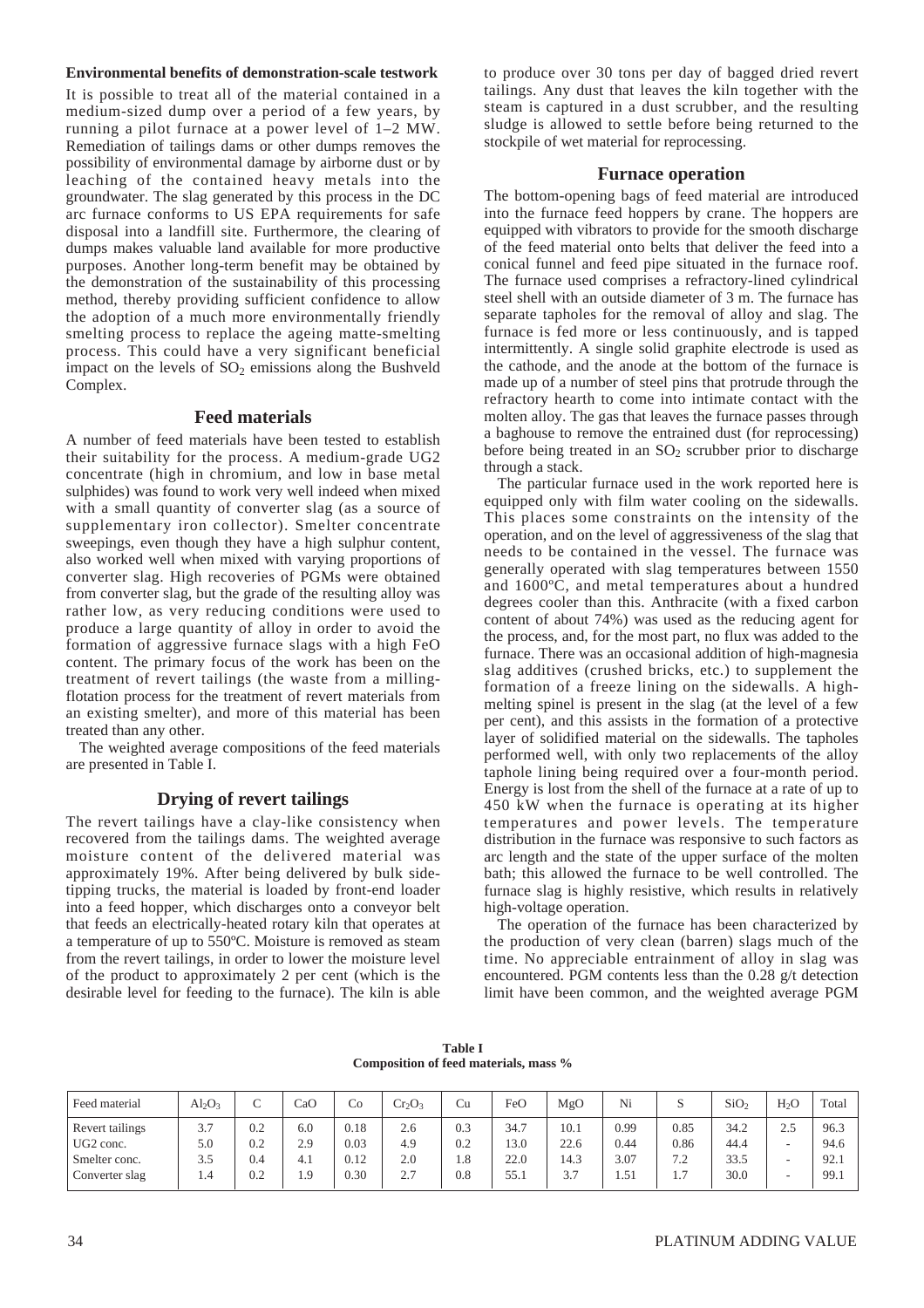### Environmental benefits of demonstration-scale testwork

It is possible to treat all of the material contained in a medium-sized dump over a period of a few years, by running a pilot furnace at a power level of 1–2 MW. Remediation of tailings dams or other dumps removes the possibility of environmental damage by airborne dust or by leaching of the contained heavy metals into the groundwater. The slag generated by this process in the DC arc furnace conforms to US EPA requirements for safe disposal into a landfill site. Furthermore, the clearing of dumps makes valuable land available for more productive purposes. Another long-term benefit may be obtained by the demonstration of the sustainability of this processing method, thereby providing sufficient confidence to allow the adoption of a much more environmentally friendly smelting process to replace the ageing matte-smelting process. This could have a very significant beneficial impact on the levels of $SO_2$ emissions along the Bushveld Complex.

## Feed materials

A number of feed materials have been tested to establish their suitability for the process. A medium-grade UG2 concentrate (high in chromium, and low in base metal sulphides) was found to work very well indeed when mixed with a small quantity of converter slag (as a source of supplementary iron collector). Smelter concentrate sweepings, even though they have a high sulphur content, also worked well when mixed with varying proportions of converter slag. High recoveries of PGMs were obtained from converter slag, but the grade of the resulting alloy was rather low, as very reducing conditions were used to produce a large quantity of alloy in order to avoid the formation of aggressive furnace slags with a high FeO content. The primary focus of the work has been on the treatment of revert tailings (the waste from a milling-flotation process for the treatment of revert materials from an existing smelter), and more of this material has been treated than any other.

The weighted average compositions of the feed materials are presented in Table I.

## Drying of revert tailings

The revert tailings have a clay-like consistency when recovered from the tailings dams. The weighted average moisture content of the delivered material was approximately 19%. After being delivered by bulk side-tipping trucks, the material is loaded by front-end loader into a feed hopper, which discharges onto a conveyor belt that feeds an electrically-heated rotary kiln that operates at a temperature of up to 550ºC. Moisture is removed as steam from the revert tailings, in order to lower the moisture level of the product to approximately 2 per cent (which is the desirable level for feeding to the furnace). The kiln is able to produce over 30 tons per day of bagged dried revert tailings. Any dust that leaves the kiln together with the steam is captured in a dust scrubber, and the resulting sludge is allowed to settle before being returned to the stockpile of wet material for reprocessing.

## Furnace operation

The bottom-opening bags of feed material are introduced into the furnace feed hoppers by crane. The hoppers are equipped with vibrators to provide for the smooth discharge of the feed material onto belts that deliver the feed into a conical funnel and feed pipe situated in the furnace roof. The furnace used comprises a refractory-lined cylindrical steel shell with an outside diameter of 3 m. The furnace has separate tapholes for the removal of alloy and slag. The furnace is fed more or less continuously, and is tapped intermittently. A single solid graphite electrode is used as the cathode, and the anode at the bottom of the furnace is made up of a number of steel pins that protrude through the refractory hearth to come into intimate contact with the molten alloy. The gas that leaves the furnace passes through a baghouse to remove the entrained dust (for reprocessing) before being treated in an $SO_2$ scrubber prior to discharge through a stack.

The particular furnace used in the work reported here is equipped only with film water cooling on the sidewalls. This places some constraints on the intensity of the operation, and on the level of aggressiveness of the slag that needs to be contained in the vessel. The furnace was generally operated with slag temperatures between 1550 and 1600ºC, and metal temperatures about a hundred degrees cooler than this. Anthracite (with a fixed carbon content of about 74%) was used as the reducing agent for the process, and, for the most part, no flux was added to the furnace. There was an occasional addition of high-magnesia slag additives (crushed bricks, etc.) to supplement the formation of a freeze lining on the sidewalls. A high-melting spinel is present in the slag (at the level of a few per cent), and this assists in the formation of a protective layer of solidified material on the sidewalls. The tapholes performed well, with only two replacements of the alloy taphole lining being required over a four-month period. Energy is lost from the shell of the furnace at a rate of up to 450 kW when the furnace is operating at its higher temperatures and power levels. The temperature distribution in the furnace was responsive to such factors as arc length and the state of the upper surface of the molten bath; this allowed the furnace to be well controlled. The furnace slag is highly resistive, which results in relatively high-voltage operation.

The operation of the furnace has been characterized by the production of very clean (barren) slags much of the time. No appreciable entrainment of alloy in slag was encountered. PGM contents less than the 0.28 g/t detection limit have been common, and the weighted average PGM

**Table I**
**Composition of feed materials, mass %**

| Feed material | $Al_2O_3$ | C | CaO | Co | $Cr_2O_3$ | Cu | FeO | MgO | Ni | S | $SiO_2$ | $H_2O$ | Total |
|---|---|---|---|---|---|---|---|---|---|---|---|---|---|
| Revert tailings | 3.7 | 0.2 | 6.0 | 0.18 | 2.6 | 0.3 | 34.7 | 10.1 | 0.99 | 0.85 | 34.2 | 2.5 | 96.3 |
| UG2 conc. | 5.0 | 0.2 | 2.9 | 0.03 | 4.9 | 0.2 | 13.0 | 22.6 | 0.44 | 0.86 | 44.4 | - | 94.6 |
| Smelter conc. | 3.5 | 0.4 | 4.1 | 0.12 | 2.0 | 1.8 | 22.0 | 14.3 | 3.07 | 7.2 | 33.5 | - | 92.1 |
| Converter slag | 1.4 | 0.2 | 1.9 | 0.30 | 2.7 | 0.8 | 55.1 | 3.7 | 1.51 | 1.7 | 30.0 | - | 99.1 |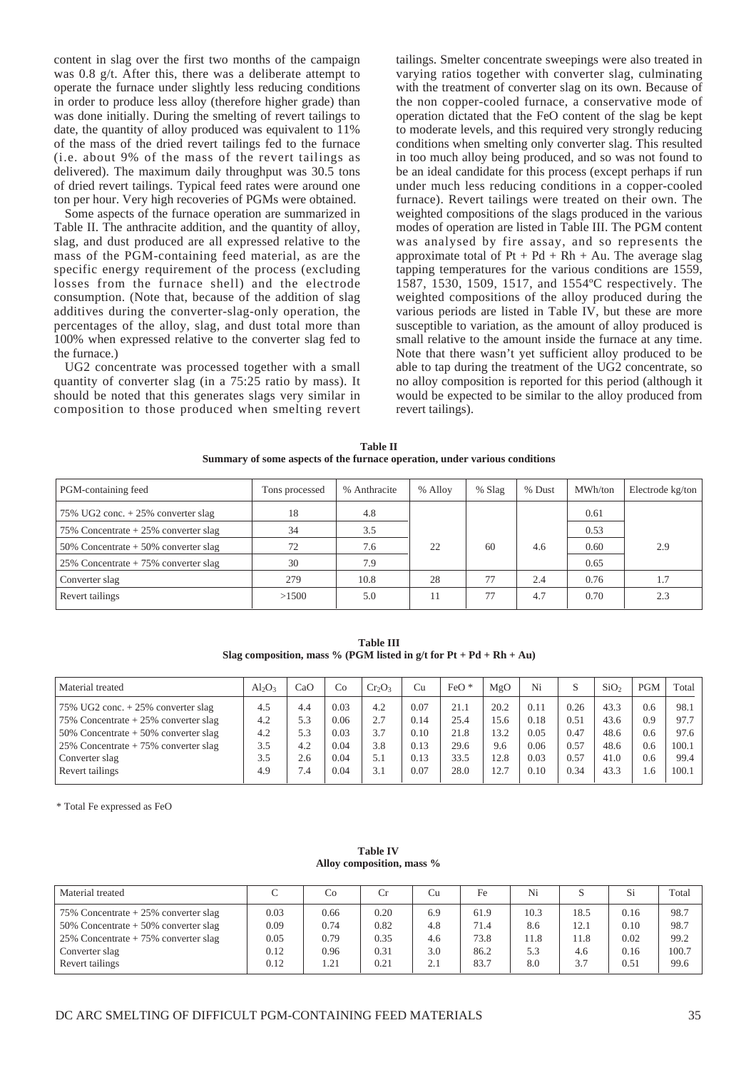content in slag over the first two months of the campaign was 0.8 g/t. After this, there was a deliberate attempt to operate the furnace under slightly less reducing conditions in order to produce less alloy (therefore higher grade) than was done initially. During the smelting of revert tailings to date, the quantity of alloy produced was equivalent to 11% of the mass of the dried revert tailings fed to the furnace (i.e. about 9% of the mass of the revert tailings as delivered). The maximum daily throughput was 30.5 tons of dried revert tailings. Typical feed rates were around one ton per hour. Very high recoveries of PGMs were obtained.

Some aspects of the furnace operation are summarized in Table II. The anthracite addition, and the quantity of alloy, slag, and dust produced are all expressed relative to the mass of the PGM-containing feed material, as are the specific energy requirement of the process (excluding losses from the furnace shell) and the electrode consumption. (Note that, because of the addition of slag additives during the converter-slag-only operation, the percentages of the alloy, slag, and dust total more than 100% when expressed relative to the converter slag fed to the furnace.)

UG2 concentrate was processed together with a small quantity of converter slag (in a 75:25 ratio by mass). It should be noted that this generates slags very similar in composition to those produced when smelting revert tailings. Smelter concentrate sweepings were also treated in varying ratios together with converter slag, culminating with the treatment of converter slag on its own. Because of the non copper-cooled furnace, a conservative mode of operation dictated that the FeO content of the slag be kept to moderate levels, and this required very strongly reducing conditions when smelting only converter slag. This resulted in too much alloy being produced, and so was not found to be an ideal candidate for this process (except perhaps if run under much less reducing conditions in a copper-cooled furnace). Revert tailings were treated on their own. The weighted compositions of the slags produced in the various modes of operation are listed in Table III. The PGM content was analysed by fire assay, and so represents the approximate total of Pt + Pd + Rh + Au. The average slag tapping temperatures for the various conditions are 1559, 1587, 1530, 1509, 1517, and 1554ºC respectively. The weighted compositions of the alloy produced during the various periods are listed in Table IV, but these are more susceptible to variation, as the amount of alloy produced is small relative to the amount inside the furnace at any time. Note that there wasn't yet sufficient alloy produced to be able to tap during the treatment of the UG2 concentrate, so no alloy composition is reported for this period (although it would be expected to be similar to the alloy produced from revert tailings).

**Table II**
**Summary of some aspects of the furnace operation, under various conditions**

| PGM-containing feed | Tons processed | % Anthracite | % Alloy | % Slag | % Dust | MWh/ton | Electrode kg/ton |
|---|---|---|---|---|---|---|---|
| 75% UG2 conc. + 25% converter slag | 18 | 4.8 | | | | 0.61 | |
| 75% Concentrate + 25% converter slag | 34 | 3.5 | | | | 0.53 | |
| 50% Concentrate + 50% converter slag | 72 | 7.6 | 22 | 60 | 4.6 | 0.60 | 2.9 |
| 25% Concentrate + 75% converter slag | 30 | 7.9 | | | | 0.65 | |
| Converter slag | 279 | 10.8 | 28 | 77 | 2.4 | 0.76 | 1.7 |
| Revert tailings | >1500 | 5.0 | 11 | 77 | 4.7 | 0.70 | 2.3 |

**Table III**
**Slag composition, mass % (PGM listed in g/t for Pt + Pd + Rh + Au)**

| Material treated | $Al_2O_3$ | CaO | Co | $Cr_2O_3$ | Cu | FeO * | MgO | Ni | S | $SiO_2$ | PGM | Total |
|---|---|---|---|---|---|---|---|---|---|---|---|---|
| 75% UG2 conc. + 25% converter slag | 4.5 | 4.4 | 0.03 | 4.2 | 0.07 | 21.1 | 20.2 | 0.11 | 0.26 | 43.3 | 0.6 | 98.1 |
| 75% Concentrate + 25% converter slag | 4.2 | 5.3 | 0.06 | 2.7 | 0.14 | 25.4 | 15.6 | 0.18 | 0.51 | 43.6 | 0.9 | 97.7 |
| 50% Concentrate + 50% converter slag | 4.2 | 5.3 | 0.03 | 3.7 | 0.10 | 21.8 | 13.2 | 0.05 | 0.47 | 48.6 | 0.6 | 97.6 |
| 25% Concentrate + 75% converter slag | 3.5 | 4.2 | 0.04 | 3.8 | 0.13 | 29.6 | 9.6 | 0.06 | 0.57 | 48.6 | 0.6 | 100.1 |
| Converter slag | 3.5 | 2.6 | 0.04 | 5.1 | 0.13 | 33.5 | 12.8 | 0.03 | 0.57 | 41.0 | 0.6 | 99.4 |
| Revert tailings | 4.9 | 7.4 | 0.04 | 3.1 | 0.07 | 28.0 | 12.7 | 0.10 | 0.34 | 43.3 | 1.6 | 100.1 |

\* Total Fe expressed as FeO

**Table IV**
**Alloy composition, mass %**

| Material treated | C | Co | Cr | Cu | Fe | Ni | S | Si | Total |
|---|---|---|---|---|---|---|---|---|---|
| 75% Concentrate + 25% converter slag | 0.03 | 0.66 | 0.20 | 6.9 | 61.9 | 10.3 | 18.5 | 0.16 | 98.7 |
| 50% Concentrate + 50% converter slag | 0.09 | 0.74 | 0.82 | 4.8 | 71.4 | 8.6 | 12.1 | 0.10 | 98.7 |
| 25% Concentrate + 75% converter slag | 0.05 | 0.79 | 0.35 | 4.6 | 73.8 | 11.8 | 11.8 | 0.02 | 99.2 |
| Converter slag | 0.12 | 0.96 | 0.31 | 3.0 | 86.2 | 5.3 | 4.6 | 0.16 | 100.7 |
| Revert tailings | 0.12 | 1.21 | 0.21 | 2.1 | 83.7 | 8.0 | 3.7 | 0.51 | 99.6 |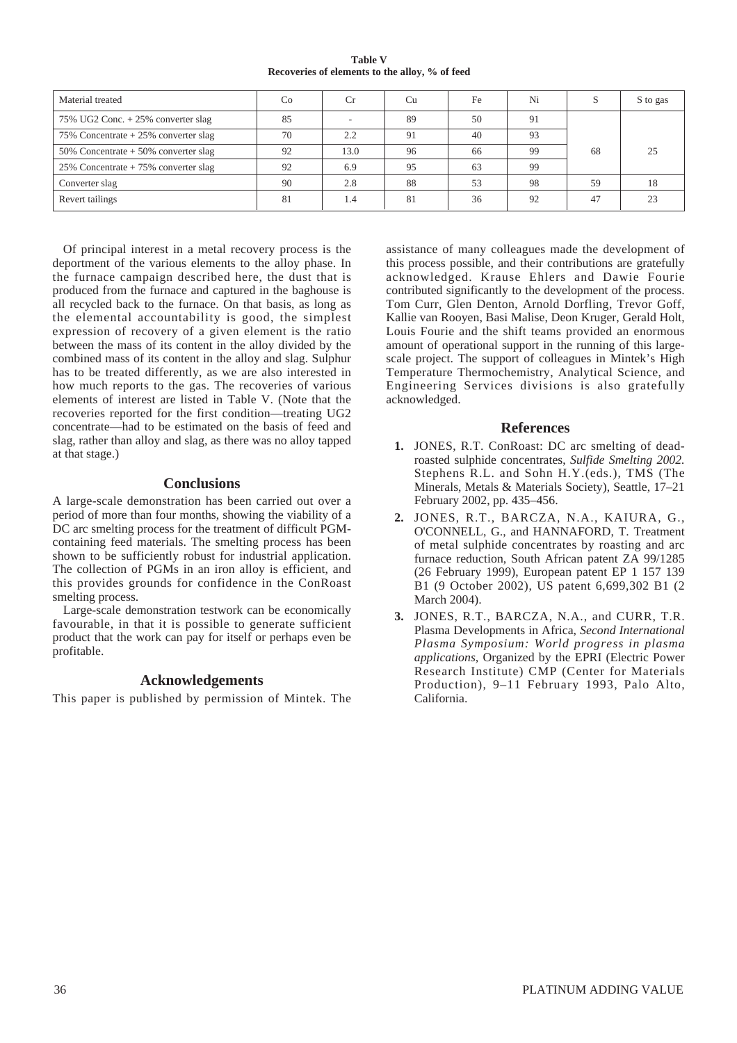**Table V**
**Recoveries of elements to the alloy, % of feed**

| Material treated | Co | Cr | Cu | Fe | Ni | S | S to gas |
|---|---|---|---|---|---|---|---|
| 75% UG2 Conc. + 25% converter slag | 85 | - | 89 | 50 | 91 | | |
| 75% Concentrate + 25% converter slag | 70 | 2.2 | 91 | 40 | 93 | | |
| 50% Concentrate + 50% converter slag | 92 | 13.0 | 96 | 66 | 99 | 68 | 25 |
| 25% Concentrate + 75% converter slag | 92 | 6.9 | 95 | 63 | 99 | | |
| Converter slag | 90 | 2.8 | 88 | 53 | 98 | 59 | 18 |
| Revert tailings | 81 | 1.4 | 81 | 36 | 92 | 47 | 23 |

Of principal interest in a metal recovery process is the deportment of the various elements to the alloy phase. In the furnace campaign described here, the dust that is produced from the furnace and captured in the baghouse is all recycled back to the furnace. On that basis, as long as the elemental accountability is good, the simplest expression of recovery of a given element is the ratio between the mass of its content in the alloy divided by the combined mass of its content in the alloy and slag. Sulphur has to be treated differently, as we are also interested in how much reports to the gas. The recoveries of various elements of interest are listed in Table V. (Note that the recoveries reported for the first condition—treating UG2 concentrate—had to be estimated on the basis of feed and slag, rather than alloy and slag, as there was no alloy tapped at that stage.)

## Conclusions

A large-scale demonstration has been carried out over a period of more than four months, showing the viability of a DC arc smelting process for the treatment of difficult PGM-containing feed materials. The smelting process has been shown to be sufficiently robust for industrial application. The collection of PGMs in an iron alloy is efficient, and this provides grounds for confidence in the ConRoast smelting process.

Large-scale demonstration testwork can be economically favourable, in that it is possible to generate sufficient product that the work can pay for itself or perhaps even be profitable.

## Acknowledgements

This paper is published by permission of Mintek. The assistance of many colleagues made the development of this process possible, and their contributions are gratefully acknowledged. Krause Ehlers and Dawie Fourie contributed significantly to the development of the process. Tom Curr, Glen Denton, Arnold Dorfling, Trevor Goff, Kallie van Rooyen, Basi Malise, Deon Kruger, Gerald Holt, Louis Fourie and the shift teams provided an enormous amount of operational support in the running of this large-scale project. The support of colleagues in Mintek's High Temperature Thermochemistry, Analytical Science, and Engineering Services divisions is also gratefully acknowledged.

## References

1. JONES, R.T. ConRoast: DC arc smelting of dead-roasted sulphide concentrates, *Sulfide Smelting 2002*. Stephens R.L. and Sohn H.Y.(eds.), TMS (The Minerals, Metals & Materials Society), Seattle, 17–21 February 2002, pp. 435–456.
2. JONES, R.T., BARCZA, N.A., KAIURA, G., O'CONNELL, G., and HANNAFORD, T. Treatment of metal sulphide concentrates by roasting and arc furnace reduction, South African patent ZA 99/1285 (26 February 1999), European patent EP 1 157 139 B1 (9 October 2002), US patent 6,699,302 B1 (2 March 2004).
3. JONES, R.T., BARCZA, N.A., and CURR, T.R. Plasma Developments in Africa, *Second International Plasma Symposium: World progress in plasma applications*, Organized by the EPRI (Electric Power Research Institute) CMP (Center for Materials Production), 9–11 February 1993, Palo Alto, California.